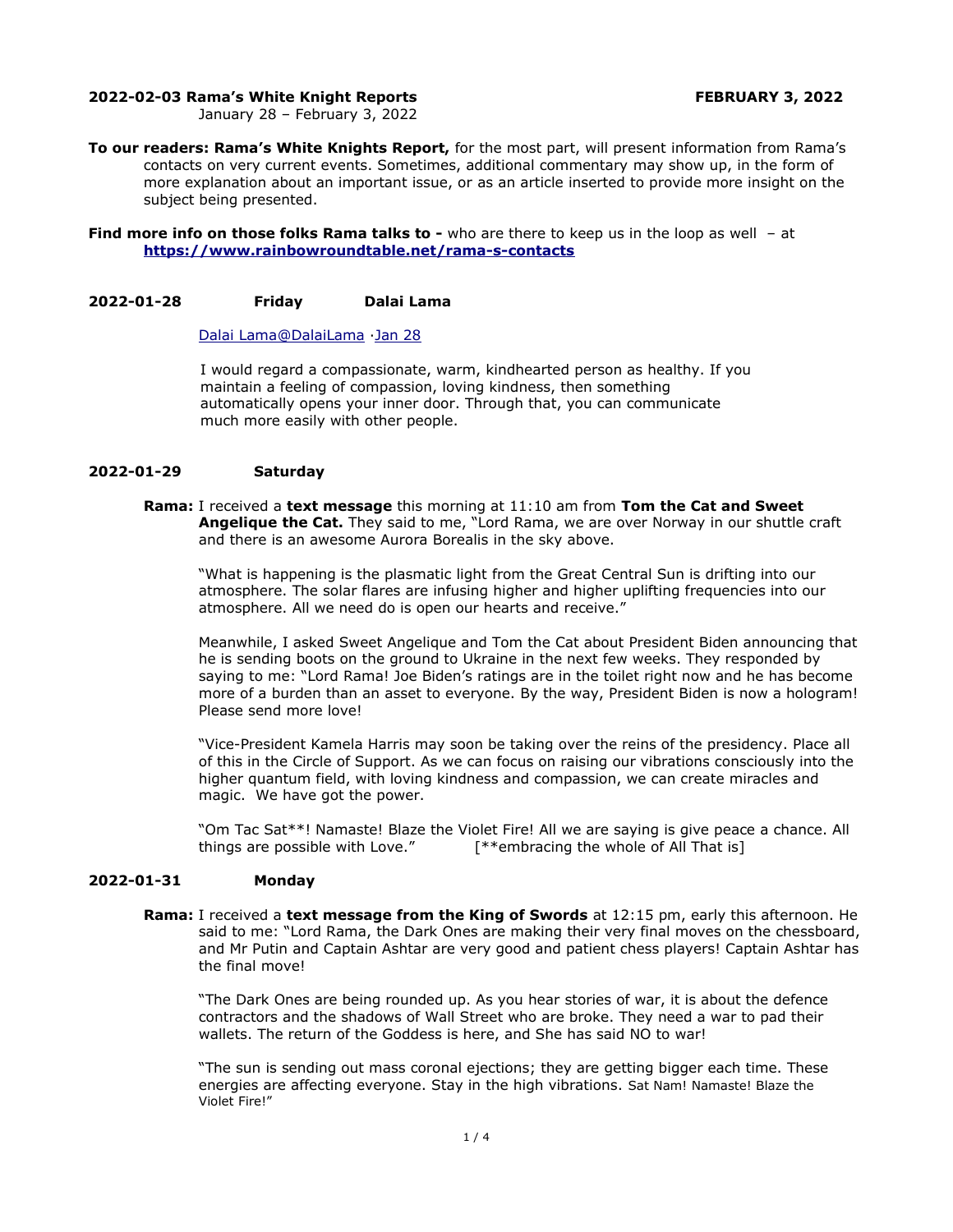**2022-02-03 Rama's White Knight Reports** **FEBRUARY 3, 2022**

January 28 – February 3, 2022

**To our readers: Rama's White Knights Report,** for the most part, will present information from Rama's contacts on very current events. Sometimes, additional commentary may show up, in the form of more explanation about an important issue, or as an article inserted to provide more insight on the subject being presented.

**Find more info on those folks Rama talks to -** who are there to keep us in the loop as well – at **[https://www.rainbowroundtable.net/rama-s-contacts](https://www.rainbowroundtable.net/rama-s-contacts)**

### 2022-01-28 Friday Dalai Lama

Dalai Lama@DalaiLama ·Jan 28

I would regard a compassionate, warm, kindhearted person as healthy. If you maintain a feeling of compassion, loving kindness, then something automatically opens your inner door. Through that, you can communicate much more easily with other people.

### 2022-01-29 Saturday

**Rama:** I received a **text message** this morning at 11:10 am from **Tom the Cat and Sweet Angelique the Cat.** They said to me, "Lord Rama, we are over Norway in our shuttle craft and there is an awesome Aurora Borealis in the sky above.

"What is happening is the plasmatic light from the Great Central Sun is drifting into our atmosphere. The solar flares are infusing higher and higher uplifting frequencies into our atmosphere. All we need do is open our hearts and receive."

Meanwhile, I asked Sweet Angelique and Tom the Cat about President Biden announcing that he is sending boots on the ground to Ukraine in the next few weeks. They responded by saying to me: "Lord Rama! Joe Biden's ratings are in the toilet right now and he has become more of a burden than an asset to everyone. By the way, President Biden is now a hologram! Please send more love!

"Vice-President Kamela Harris may soon be taking over the reins of the presidency. Place all of this in the Circle of Support. As we can focus on raising our vibrations consciously into the higher quantum field, with loving kindness and compassion, we can create miracles and magic. We have got the power.

"Om Tac Sat**! Namaste! Blaze the Violet Fire! All we are saying is give peace a chance. All things are possible with Love." [**embracing the whole of All That is]

### 2022-01-31 Monday

**Rama:** I received a **text message from the King of Swords** at 12:15 pm, early this afternoon. He said to me: "Lord Rama, the Dark Ones are making their very final moves on the chessboard, and Mr Putin and Captain Ashtar are very good and patient chess players! Captain Ashtar has the final move!

"The Dark Ones are being rounded up. As you hear stories of war, it is about the defence contractors and the shadows of Wall Street who are broke. They need a war to pad their wallets. The return of the Goddess is here, and She has said NO to war!

"The sun is sending out mass coronal ejections; they are getting bigger each time. These energies are affecting everyone. Stay in the high vibrations. Sat Nam! Namaste! Blaze the Violet Fire!"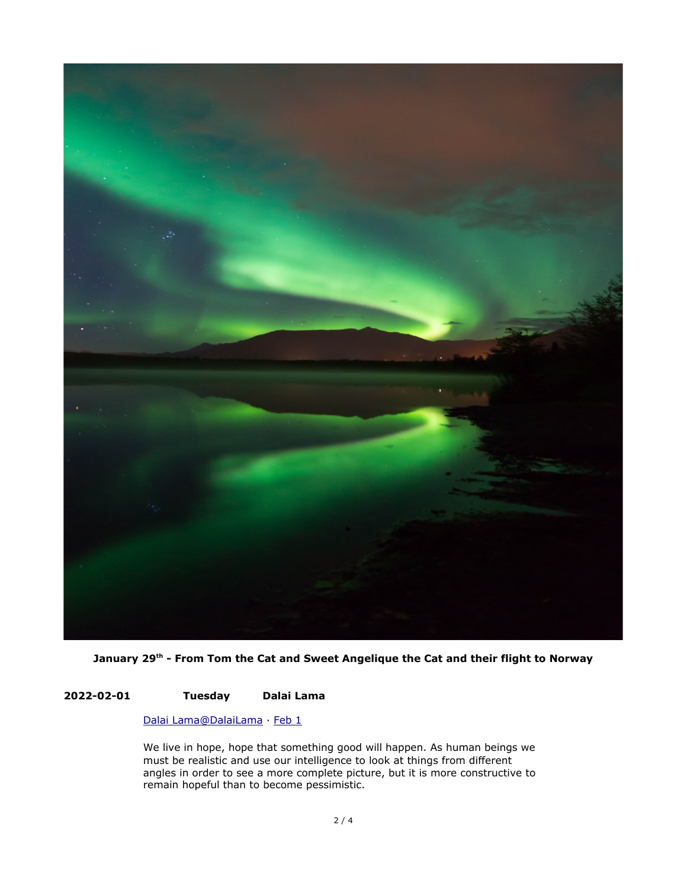**January 29th - From Tom the Cat and Sweet Angelique the Cat and their flight to Norway**

**2022-02-01 Tuesday Dalai Lama**

Dalai Lama@DalaiLama · Feb 1

We live in hope, hope that something good will happen. As human beings we must be realistic and use our intelligence to look at things from different angles in order to see a more complete picture, but it is more constructive to remain hopeful than to become pessimistic.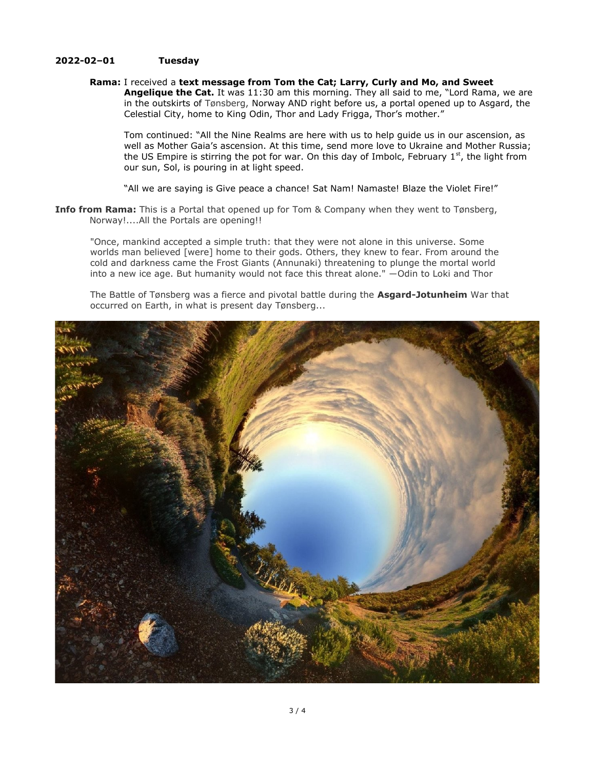**2022-02–01 Tuesday**

**Rama:** I received a **text message from Tom the Cat; Larry, Curly and Mo, and Sweet Angelique the Cat.** It was 11:30 am this morning. They all said to me, "Lord Rama, we are in the outskirts of Tønsberg, Norway AND right before us, a portal opened up to Asgard, the Celestial City, home to King Odin, Thor and Lady Frigga, Thor's mother."

Tom continued: "All the Nine Realms are here with us to help guide us in our ascension, as well as Mother Gaia's ascension. At this time, send more love to Ukraine and Mother Russia; the US Empire is stirring the pot for war. On this day of Imbolc, February 1st, the light from our sun, Sol, is pouring in at light speed.

"All we are saying is Give peace a chance! Sat Nam! Namaste! Blaze the Violet Fire!"

**Info from Rama:** This is a Portal that opened up for Tom & Company when they went to Tønsberg, Norway!....All the Portals are opening!!

"Once, mankind accepted a simple truth: that they were not alone in this universe. Some worlds man believed [were] home to their gods. Others, they knew to fear. From around the cold and darkness came the Frost Giants (Annunaki) threatening to plunge the mortal world into a new ice age. But humanity would not face this threat alone." —Odin to Loki and Thor

The Battle of Tønsberg was a fierce and pivotal battle during the **Asgard-Jotunheim** War that occurred on Earth, in what is present day Tønsberg...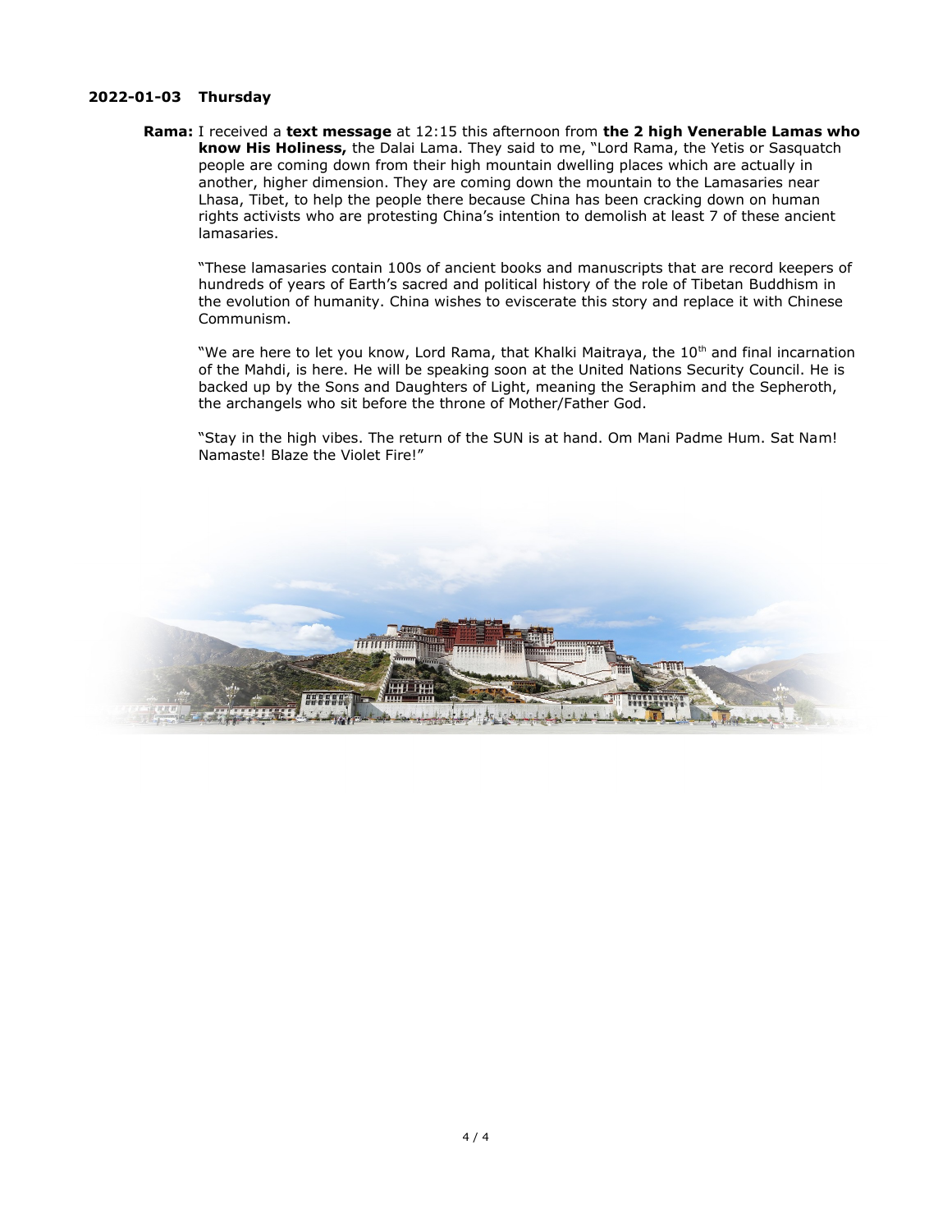**2022-01-03 Thursday**

**Rama:** I received a **text message** at 12:15 this afternoon from **the 2 high Venerable Lamas who know His Holiness,** the Dalai Lama. They said to me, "Lord Rama, the Yetis or Sasquatch people are coming down from their high mountain dwelling places which are actually in another, higher dimension. They are coming down the mountain to the Lamasaries near Lhasa, Tibet, to help the people there because China has been cracking down on human rights activists who are protesting China's intention to demolish at least 7 of these ancient lamasaries.

"These lamasaries contain 100s of ancient books and manuscripts that are record keepers of hundreds of years of Earth's sacred and political history of the role of Tibetan Buddhism in the evolution of humanity. China wishes to eviscerate this story and replace it with Chinese Communism.

"We are here to let you know, Lord Rama, that Khalki Maitraya, the 10th and final incarnation of the Mahdi, is here. He will be speaking soon at the United Nations Security Council. He is backed up by the Sons and Daughters of Light, meaning the Seraphim and the Sepheroth, the archangels who sit before the throne of Mother/Father God.

"Stay in the high vibes. The return of the SUN is at hand. Om Mani Padme Hum. Sat Nam! Namaste! Blaze the Violet Fire!"